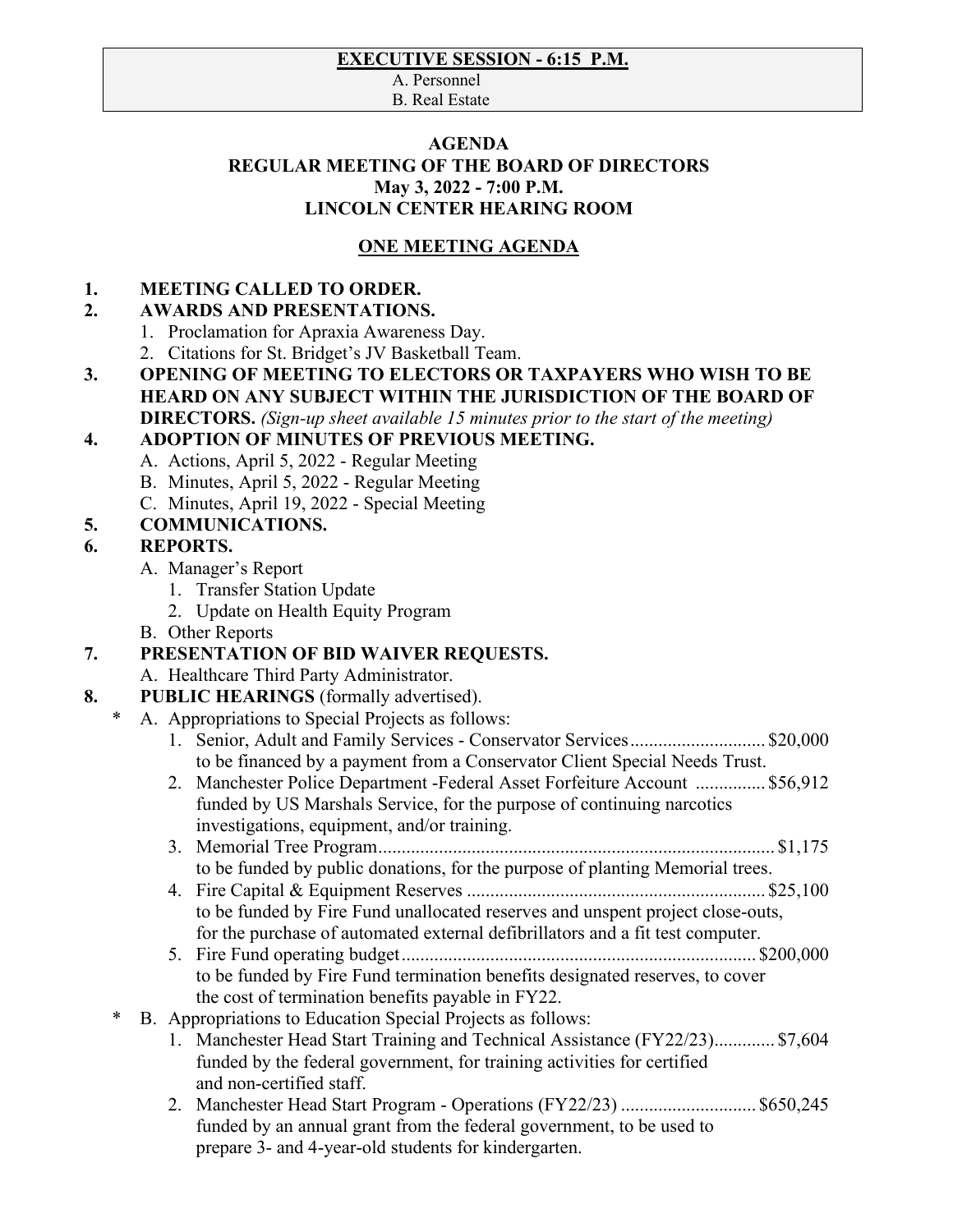**EXECUTIVE SESSION - 6:15 P.M.**

A. Personnel
B. Real Estate

# AGENDA
## REGULAR MEETING OF THE BOARD OF DIRECTORS
## May 3, 2022 - 7:00 P.M.
## LINCOLN CENTER HEARING ROOM

**ONE MEETING AGENDA**

**1. MEETING CALLED TO ORDER.**

**2. AWARDS AND PRESENTATIONS.**

1. Proclamation for Apraxia Awareness Day.
2. Citations for St. Bridget's JV Basketball Team.

**3. OPENING OF MEETING TO ELECTORS OR TAXPAYERS WHO WISH TO BE HEARD ON ANY SUBJECT WITHIN THE JURISDICTION OF THE BOARD OF DIRECTORS.** *(Sign-up sheet available 15 minutes prior to the start of the meeting)*

**4. ADOPTION OF MINUTES OF PREVIOUS MEETING.**

A. Actions, April 5, 2022 - Regular Meeting
B. Minutes, April 5, 2022 - Regular Meeting
C. Minutes, April 19, 2022 - Special Meeting

**5. COMMUNICATIONS.**

**6. REPORTS.**

A. Manager's Report
   1. Transfer Station Update
   2. Update on Health Equity Program

B. Other Reports

**7. PRESENTATION OF BID WAIVER REQUESTS.**

A. Healthcare Third Party Administrator.

**8. PUBLIC HEARINGS** (formally advertised).

\* A. Appropriations to Special Projects as follows:

1. Senior, Adult and Family Services - Conservator Services............................ $20,000
   to be financed by a payment from a Conservator Client Special Needs Trust.
2. Manchester Police Department -Federal Asset Forfeiture Account ............... $56,912
   funded by US Marshals Service, for the purpose of continuing narcotics investigations, equipment, and/or training.
3. Memorial Tree Program..................................................................................... $1,175
   to be funded by public donations, for the purpose of planting Memorial trees.
4. Fire Capital & Equipment Reserves ............................................................... $25,100
   to be funded by Fire Fund unallocated reserves and unspent project close-outs, for the purchase of automated external defibrillators and a fit test computer.
5. Fire Fund operating budget........................................................................... $200,000
   to be funded by Fire Fund termination benefits designated reserves, to cover the cost of termination benefits payable in FY22.

\* B. Appropriations to Education Special Projects as follows:

1. Manchester Head Start Training and Technical Assistance (FY22/23)............. $7,604
   funded by the federal government, for training activities for certified and non-certified staff.
2. Manchester Head Start Program - Operations (FY22/23) ............................ $650,245
   funded by an annual grant from the federal government, to be used to prepare 3- and 4-year-old students for kindergarten.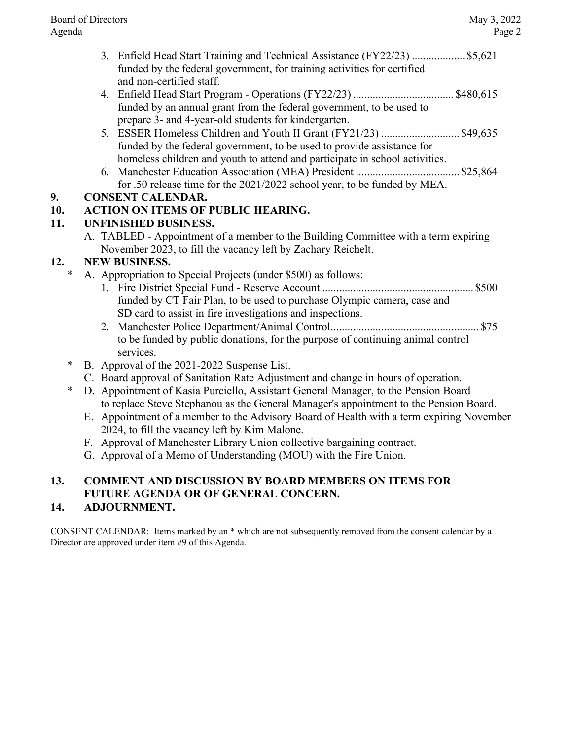3. Enfield Head Start Training and Technical Assistance (FY22/23) ................... $5,621
   funded by the federal government, for training activities for certified and non-certified staff.
4. Enfield Head Start Program - Operations (FY22/23) .................................... $480,615
   funded by an annual grant from the federal government, to be used to prepare 3- and 4-year-old students for kindergarten.
5. ESSER Homeless Children and Youth II Grant (FY21/23) ............................ $49,635
   funded by the federal government, to be used to provide assistance for homeless children and youth to attend and participate in school activities.
6. Manchester Education Association (MEA) President ..................................... $25,864
   for .50 release time for the 2021/2022 school year, to be funded by MEA.

**9. CONSENT CALENDAR.**

**10. ACTION ON ITEMS OF PUBLIC HEARING.**

**11. UNFINISHED BUSINESS.**

A. TABLED - Appointment of a member to the Building Committee with a term expiring November 2023, to fill the vacancy left by Zachary Reichelt.

**12. NEW BUSINESS.**

\* A. Appropriation to Special Projects (under $500) as follows:
   1. Fire District Special Fund - Reserve Account ...................................................... $500
      funded by CT Fair Plan, to be used to purchase Olympic camera, case and SD card to assist in fire investigations and inspections.
   2. Manchester Police Department/Animal Control..................................................... $75
      to be funded by public donations, for the purpose of continuing animal control services.

\* B. Approval of the 2021-2022 Suspense List.

C. Board approval of Sanitation Rate Adjustment and change in hours of operation.

\* D. Appointment of Kasia Purciello, Assistant General Manager, to the Pension Board to replace Steve Stephanou as the General Manager's appointment to the Pension Board.

E. Appointment of a member to the Advisory Board of Health with a term expiring November 2024, to fill the vacancy left by Kim Malone.

F. Approval of Manchester Library Union collective bargaining contract.

G. Approval of a Memo of Understanding (MOU) with the Fire Union.

**13. COMMENT AND DISCUSSION BY BOARD MEMBERS ON ITEMS FOR FUTURE AGENDA OR OF GENERAL CONCERN.**

**14. ADJOURNMENT.**

<u>CONSENT CALENDAR</u>: Items marked by an * which are not subsequently removed from the consent calendar by a Director are approved under item #9 of this Agenda.